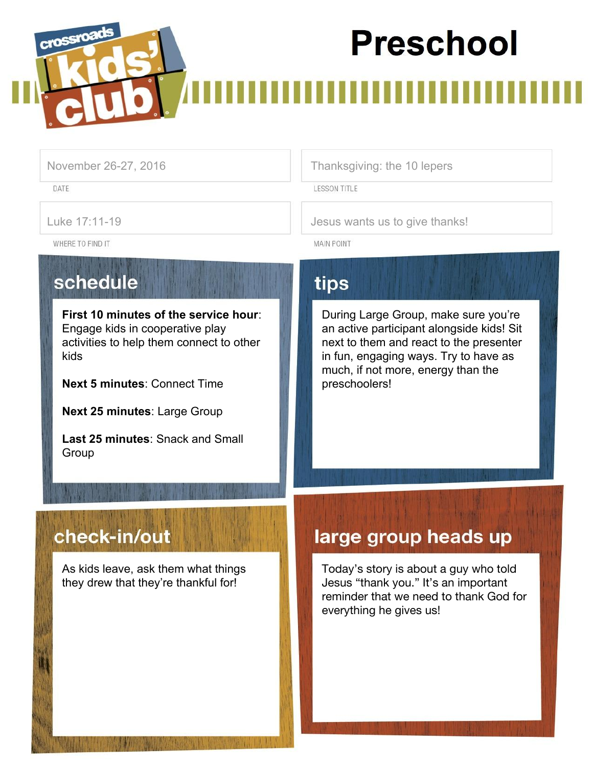crossroads kids' club

# Preschool

November 26-27, 2016

DATE

Thanksgiving: the 10 lepers

LESSON TITLE

Luke 17:11-19

WHERE TO FIND IT

Jesus wants us to give thanks!

MAIN POINT

## schedule

**First 10 minutes of the service hour**: Engage kids in cooperative play activities to help them connect to other kids

**Next 5 minutes**: Connect Time

**Next 25 minutes**: Large Group

**Last 25 minutes**: Snack and Small Group

## tips

During Large Group, make sure you're an active participant alongside kids! Sit next to them and react to the presenter in fun, engaging ways. Try to have as much, if not more, energy than the preschoolers!

## check-in/out

As kids leave, ask them what things they drew that they're thankful for!

## large group heads up

Today's story is about a guy who told Jesus "thank you." It's an important reminder that we need to thank God for everything he gives us!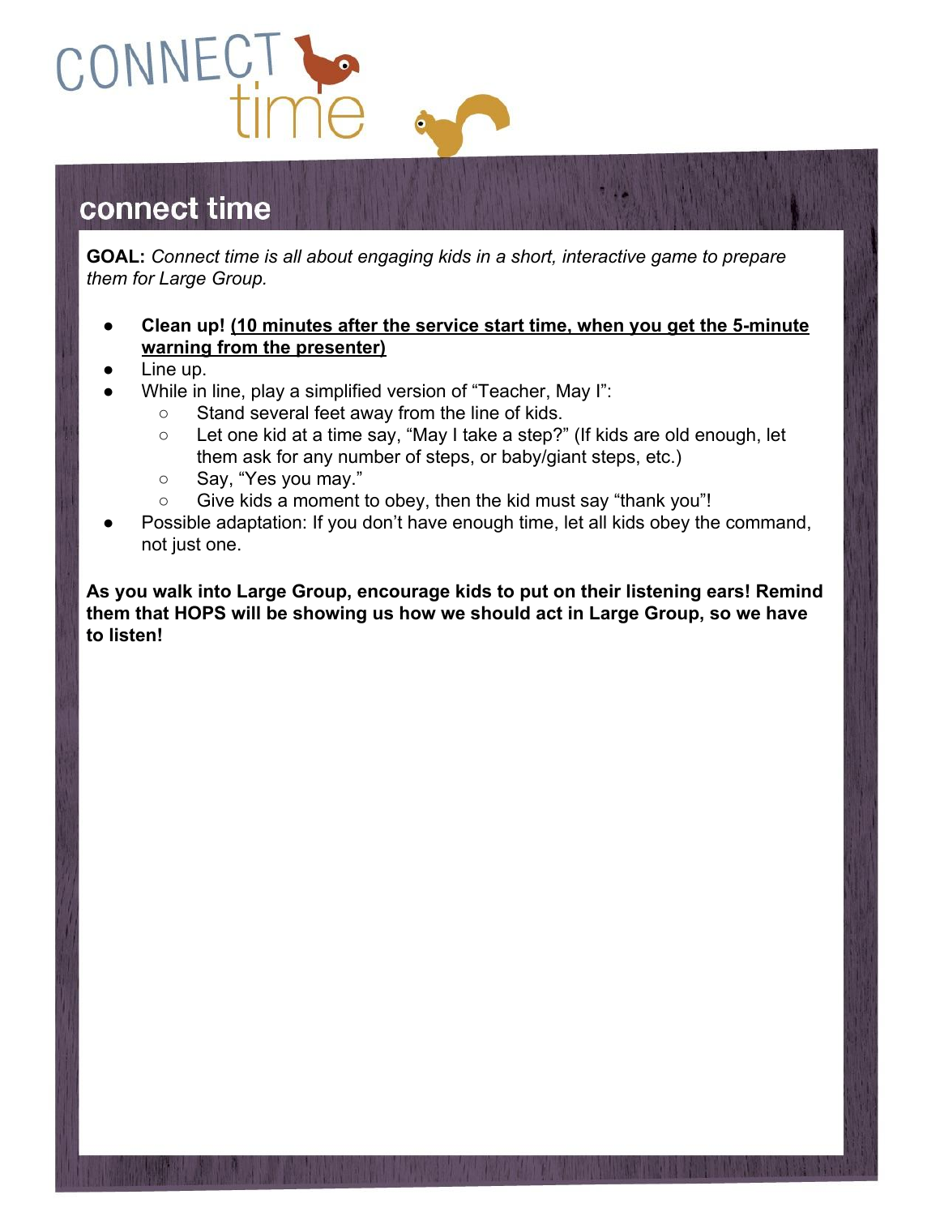# CONNECT time

## connect time

**GOAL:** *Connect time is all about engaging kids in a short, interactive game to prepare them for Large Group.*

- **Clean up! <u>(10 minutes after the service start time, when you get the 5-minute warning from the presenter)</u>**
- Line up.
- While in line, play a simplified version of "Teacher, May I":
  - Stand several feet away from the line of kids.
  - Let one kid at a time say, "May I take a step?" (If kids are old enough, let them ask for any number of steps, or baby/giant steps, etc.)
  - Say, "Yes you may."
  - Give kids a moment to obey, then the kid must say "thank you"!
- Possible adaptation: If you don't have enough time, let all kids obey the command, not just one.

**As you walk into Large Group, encourage kids to put on their listening ears! Remind them that HOPS will be showing us how we should act in Large Group, so we have to listen!**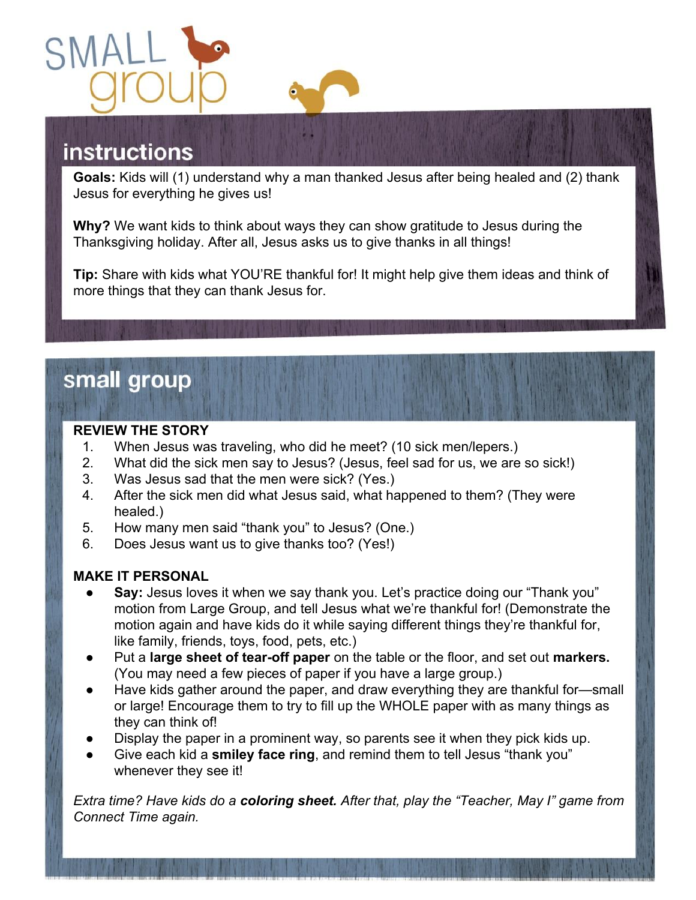# SMALL group

## instructions

**Goals:** Kids will (1) understand why a man thanked Jesus after being healed and (2) thank Jesus for everything he gives us!

**Why?** We want kids to think about ways they can show gratitude to Jesus during the Thanksgiving holiday. After all, Jesus asks us to give thanks in all things!

**Tip:** Share with kids what YOU'RE thankful for! It might help give them ideas and think of more things that they can thank Jesus for.

## small group

**REVIEW THE STORY**

1. When Jesus was traveling, who did he meet? (10 sick men/lepers.)
2. What did the sick men say to Jesus? (Jesus, feel sad for us, we are so sick!)
3. Was Jesus sad that the men were sick? (Yes.)
4. After the sick men did what Jesus said, what happened to them? (They were healed.)
5. How many men said "thank you" to Jesus? (One.)
6. Does Jesus want us to give thanks too? (Yes!)

**MAKE IT PERSONAL**

- **Say:** Jesus loves it when we say thank you. Let's practice doing our "Thank you" motion from Large Group, and tell Jesus what we're thankful for! (Demonstrate the motion again and have kids do it while saying different things they're thankful for, like family, friends, toys, food, pets, etc.)
- Put a **large sheet of tear-off paper** on the table or the floor, and set out **markers.** (You may need a few pieces of paper if you have a large group.)
- Have kids gather around the paper, and draw everything they are thankful for—small or large! Encourage them to try to fill up the WHOLE paper with as many things as they can think of!
- Display the paper in a prominent way, so parents see it when they pick kids up.
- Give each kid a **smiley face ring**, and remind them to tell Jesus "thank you" whenever they see it!

*Extra time? Have kids do a **coloring sheet.** After that, play the "Teacher, May I" game from Connect Time again.*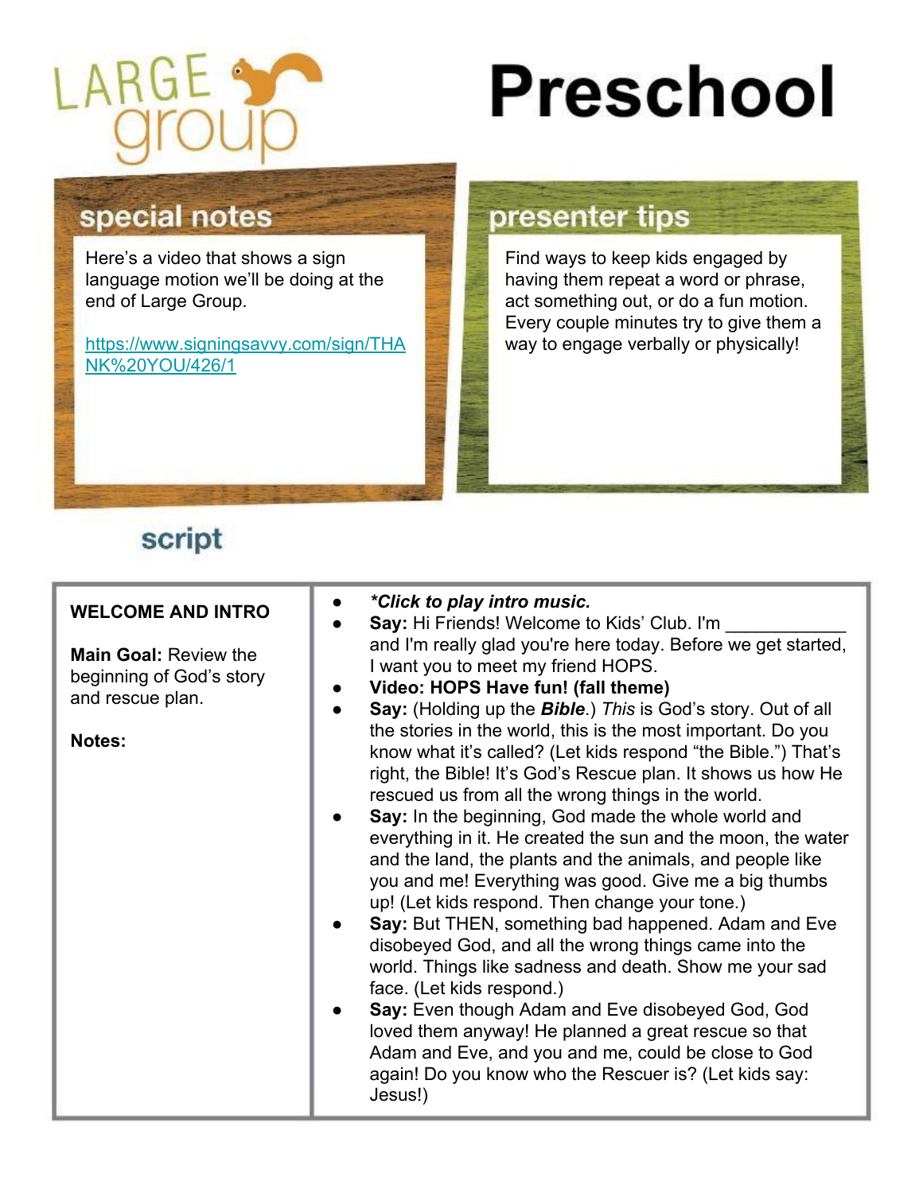# LARGE group

# Preschool

## special notes

Here's a video that shows a sign language motion we'll be doing at the end of Large Group.

https://www.signingsavvy.com/sign/THANK%20YOU/426/1

## presenter tips

Find ways to keep kids engaged by having them repeat a word or phrase, act something out, or do a fun motion. Every couple minutes try to give them a way to engage verbally or physically!

## script

| | |
|---|---|
| **WELCOME AND INTRO**<br><br>**Main Goal:** Review the beginning of God's story and rescue plan.<br><br>**Notes:** | • ***Click to play intro music.***<br>• **Say:** Hi Friends! Welcome to Kids' Club. I'm ___________ and I'm really glad you're here today. Before we get started, I want you to meet my friend HOPS.<br>• **Video: HOPS Have fun! (fall theme)**<br>• **Say:** (Holding up the ***Bible***.) *This* is God's story. Out of all the stories in the world, this is the most important. Do you know what it's called? (Let kids respond "the Bible.") That's right, the Bible! It's God's Rescue plan. It shows us how He rescued us from all the wrong things in the world.<br>• **Say:** In the beginning, God made the whole world and everything in it. He created the sun and the moon, the water and the land, the plants and the animals, and people like you and me! Everything was good. Give me a big thumbs up! (Let kids respond. Then change your tone.)<br>• **Say:** But THEN, something bad happened. Adam and Eve disobeyed God, and all the wrong things came into the world. Things like sadness and death. Show me your sad face. (Let kids respond.)<br>• **Say:** Even though Adam and Eve disobeyed God, God loved them anyway! He planned a great rescue so that Adam and Eve, and you and me, could be close to God again! Do you know who the Rescuer is? (Let kids say: Jesus!) |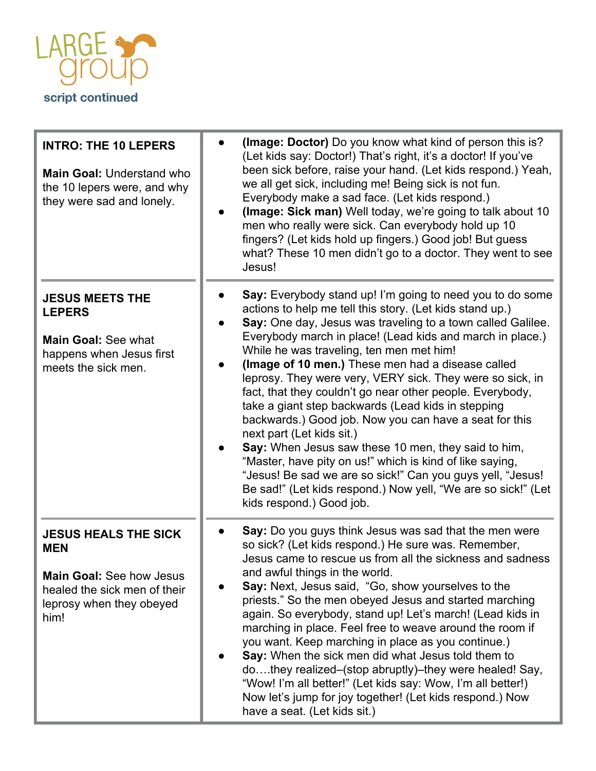# LARGE group

**script continued**

| | |
|---|---|
| **INTRO: THE 10 LEPERS**<br><br>**Main Goal:** Understand who the 10 lepers were, and why they were sad and lonely. | • **(Image: Doctor)** Do you know what kind of person this is? (Let kids say: Doctor!) That's right, it's a doctor! If you've been sick before, raise your hand. (Let kids respond.) Yeah, we all get sick, including me! Being sick is not fun. Everybody make a sad face. (Let kids respond.)<br>• **(Image: Sick man)** Well today, we're going to talk about 10 men who really were sick. Can everybody hold up 10 fingers? (Let kids hold up fingers.) Good job! But guess what? These 10 men didn't go to a doctor. They went to see Jesus! |
| **JESUS MEETS THE LEPERS**<br><br>**Main Goal:** See what happens when Jesus first meets the sick men. | • **Say:** Everybody stand up! I'm going to need you to do some actions to help me tell this story. (Let kids stand up.)<br>• **Say:** One day, Jesus was traveling to a town called Galilee. Everybody march in place! (Lead kids and march in place.) While he was traveling, ten men met him!<br>• **(Image of 10 men.)** These men had a disease called leprosy. They were very, VERY sick. They were so sick, in fact, that they couldn't go near other people. Everybody, take a giant step backwards (Lead kids in stepping backwards.) Good job. Now you can have a seat for this next part (Let kids sit.)<br>• **Say:** When Jesus saw these 10 men, they said to him, "Master, have pity on us!" which is kind of like saying, "Jesus! Be sad we are so sick!" Can you guys yell, "Jesus! Be sad!" (Let kids respond.) Now yell, "We are so sick!" (Let kids respond.) Good job. |
| **JESUS HEALS THE SICK MEN**<br><br>**Main Goal:** See how Jesus healed the sick men of their leprosy when they obeyed him! | • **Say:** Do you guys think Jesus was sad that the men were so sick? (Let kids respond.) He sure was. Remember, Jesus came to rescue us from all the sickness and sadness and awful things in the world.<br>• **Say:** Next, Jesus said, "Go, show yourselves to the priests." So the men obeyed Jesus and started marching again. So everybody, stand up! Let's march! (Lead kids in marching in place. Feel free to weave around the room if you want. Keep marching in place as you continue.)<br>• **Say:** When the sick men did what Jesus told them to do….they realized–(stop abruptly)–they were healed! Say, "Wow! I'm all better!" (Let kids say: Wow, I'm all better!) Now let's jump for joy together! (Let kids respond.) Now have a seat. (Let kids sit.) |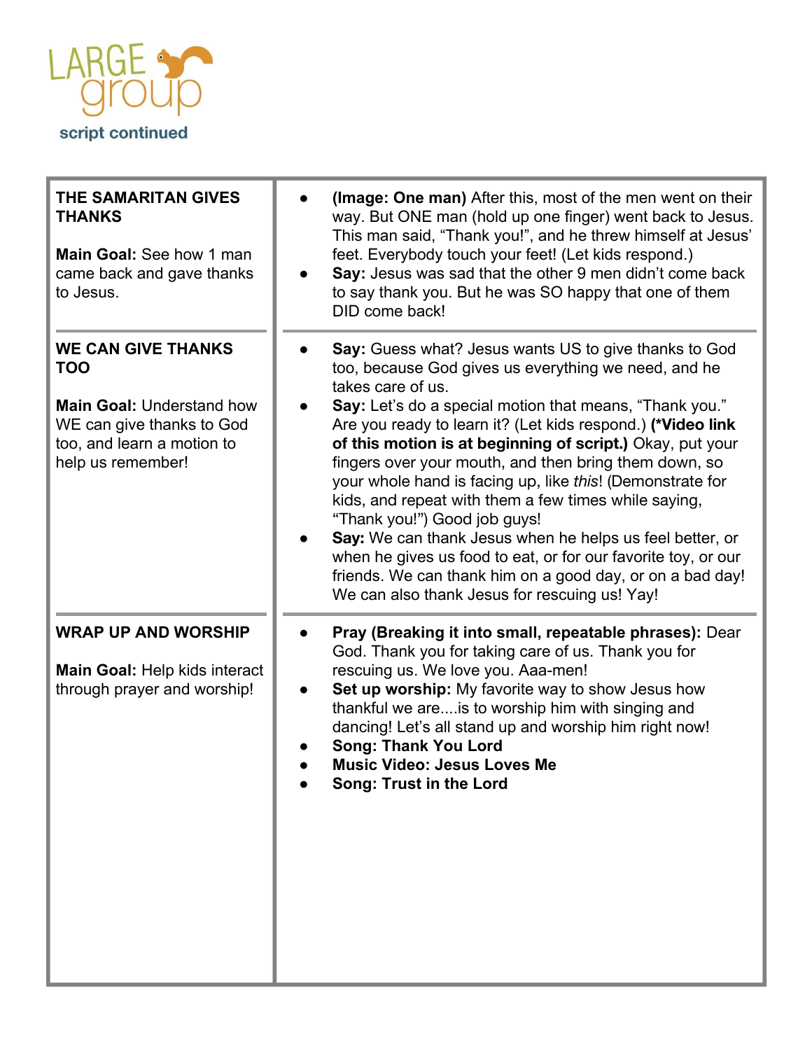# LARGE group

**script continued**

| | |
|---|---|
| **THE SAMARITAN GIVES THANKS**<br><br>**Main Goal:** See how 1 man came back and gave thanks to Jesus. | ● **(Image: One man)** After this, most of the men went on their way. But ONE man (hold up one finger) went back to Jesus. This man said, "Thank you!", and he threw himself at Jesus' feet. Everybody touch your feet! (Let kids respond.)<br>● **Say:** Jesus was sad that the other 9 men didn't come back to say thank you. But he was SO happy that one of them DID come back! |
| **WE CAN GIVE THANKS TOO**<br><br>**Main Goal:** Understand how WE can give thanks to God too, and learn a motion to help us remember! | ● **Say:** Guess what? Jesus wants US to give thanks to God too, because God gives us everything we need, and he takes care of us.<br>● **Say:** Let's do a special motion that means, "Thank you." Are you ready to learn it? (Let kids respond.) **(\*Video link of this motion is at beginning of script.)** Okay, put your fingers over your mouth, and then bring them down, so your whole hand is facing up, like *this*! (Demonstrate for kids, and repeat with them a few times while saying, "Thank you!") Good job guys!<br>● **Say:** We can thank Jesus when he helps us feel better, or when he gives us food to eat, or for our favorite toy, or our friends. We can thank him on a good day, or on a bad day! We can also thank Jesus for rescuing us! Yay! |
| **WRAP UP AND WORSHIP**<br><br>**Main Goal:** Help kids interact through prayer and worship! | ● **Pray (Breaking it into small, repeatable phrases):** Dear God. Thank you for taking care of us. Thank you for rescuing us. We love you. Aaa-men!<br>● **Set up worship:** My favorite way to show Jesus how thankful we are....is to worship him with singing and dancing! Let's all stand up and worship him right now!<br>● **Song: Thank You Lord**<br>● **Music Video: Jesus Loves Me**<br>● **Song: Trust in the Lord** |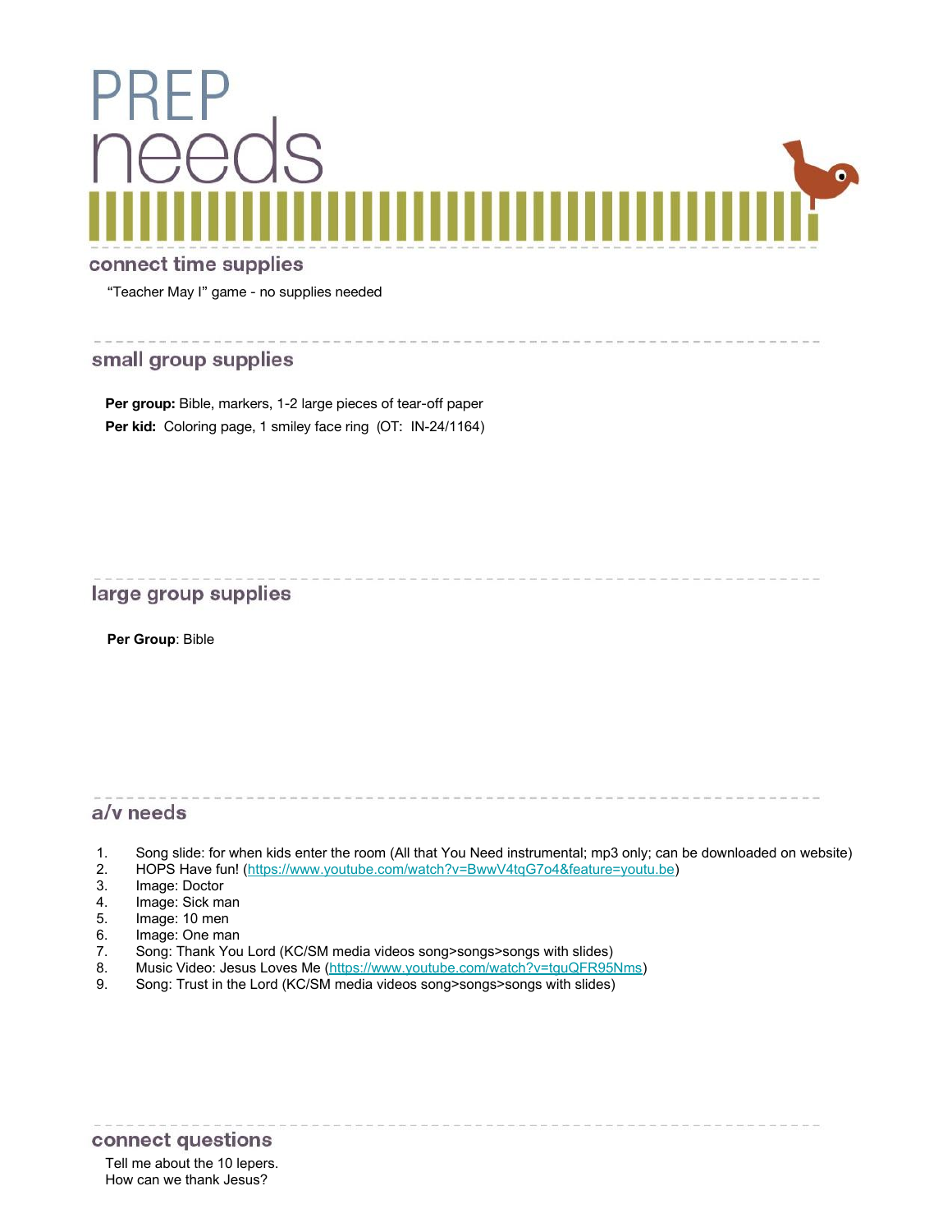# PREP needs

## connect time supplies

"Teacher May I" game - no supplies needed

## small group supplies

**Per group:** Bible, markers, 1-2 large pieces of tear-off paper

**Per kid:** Coloring page, 1 smiley face ring (OT: IN-24/1164)

## large group supplies

**Per Group**: Bible

## a/v needs

1. Song slide: for when kids enter the room (All that You Need instrumental; mp3 only; can be downloaded on website)
2. HOPS Have fun! (https://www.youtube.com/watch?v=BwwV4tqG7o4&feature=youtu.be)
3. Image: Doctor
4. Image: Sick man
5. Image: 10 men
6. Image: One man
7. Song: Thank You Lord (KC/SM media videos song>songs>songs with slides)
8. Music Video: Jesus Loves Me (https://www.youtube.com/watch?v=tguQFR95Nms)
9. Song: Trust in the Lord (KC/SM media videos song>songs>songs with slides)

## connect questions

Tell me about the 10 lepers.
How can we thank Jesus?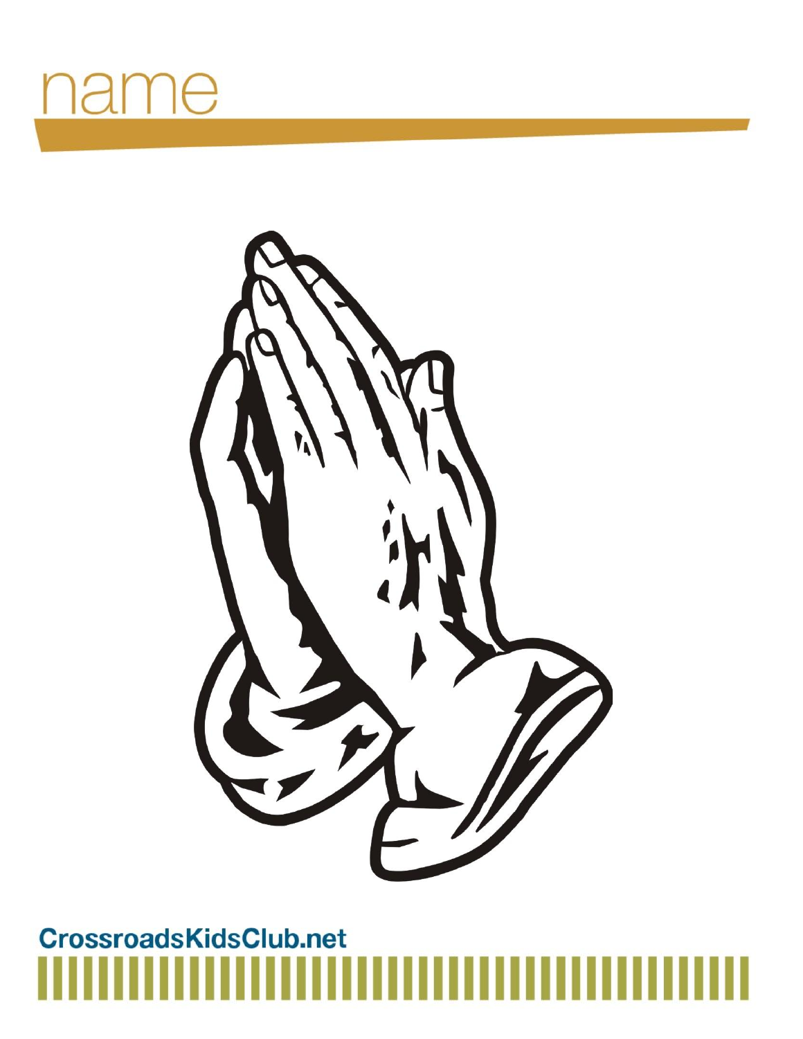name

CrossroadsKidsClub.net